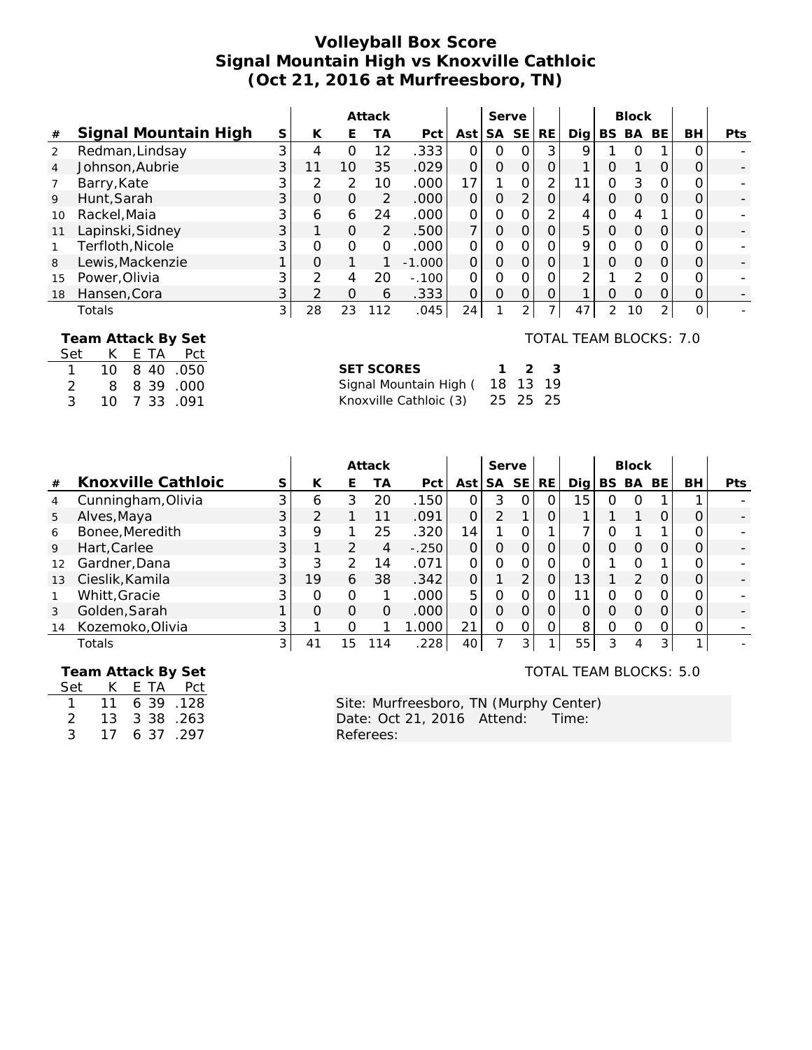# Volleyball Box Score
## Signal Mountain High vs Knoxville Cathloic
## (Oct 21, 2016 at Murfreesboro, TN)

| # | Signal Mountain High | S | Attack K | E | TA | Pct | Ast | Serve SA | SE | RE | Dig | Block BS | BA | BE | BH | Pts |
|---|---|---|---|---|---|---|---|---|---|---|---|---|---|---|---|---|
| 2 | Redman,Lindsay | 3 | 4 | 0 | 12 | .333 | 0 | 0 | 0 | 3 | 9 | 1 | 0 | 1 | 0 | - |
| 4 | Johnson,Aubrie | 3 | 11 | 10 | 35 | .029 | 0 | 0 | 0 | 0 | 1 | 0 | 1 | 0 | 0 | - |
| 7 | Barry,Kate | 3 | 2 | 2 | 10 | .000 | 17 | 1 | 0 | 2 | 11 | 0 | 3 | 0 | 0 | - |
| 9 | Hunt,Sarah | 3 | 0 | 0 | 2 | .000 | 0 | 0 | 2 | 0 | 4 | 0 | 0 | 0 | 0 | - |
| 10 | Rackel,Maia | 3 | 6 | 6 | 24 | .000 | 0 | 0 | 0 | 2 | 4 | 0 | 4 | 1 | 0 | - |
| 11 | Lapinski,Sidney | 3 | 1 | 0 | 2 | .500 | 7 | 0 | 0 | 0 | 5 | 0 | 0 | 0 | 0 | - |
| 1 | Terfloth,Nicole | 3 | 0 | 0 | 0 | .000 | 0 | 0 | 0 | 0 | 9 | 0 | 0 | 0 | 0 | - |
| 8 | Lewis,Mackenzie | 1 | 0 | 1 | 1 | -1.000 | 0 | 0 | 0 | 0 | 1 | 0 | 0 | 0 | 0 | - |
| 15 | Power,Olivia | 3 | 2 | 4 | 20 | -.100 | 0 | 0 | 0 | 0 | 2 | 1 | 2 | 0 | 0 | - |
| 18 | Hansen,Cora | 3 | 2 | 0 | 6 | .333 | 0 | 0 | 0 | 0 | 1 | 0 | 0 | 0 | 0 | - |
| | Totals | 3 | 28 | 23 | 112 | .045 | 24 | 1 | 2 | 7 | 47 | 2 | 10 | 2 | 0 | - |

**Team Attack By Set**

| Set | K | E | TA | Pct |
|---|---|---|---|---|
| 1 | 10 | 8 | 40 | .050 |
| 2 | 8 | 8 | 39 | .000 |
| 3 | 10 | 7 | 33 | .091 |

TOTAL TEAM BLOCKS: 7.0

| SET SCORES | 1 | 2 | 3 |
|---|---|---|---|
| Signal Mountain High ( | 18 | 13 | 19 |
| Knoxville Cathloic (3) | 25 | 25 | 25 |

| # | Knoxville Cathloic | S | Attack K | E | TA | Pct | Ast | Serve SA | SE | RE | Dig | Block BS | BA | BE | BH | Pts |
|---|---|---|---|---|---|---|---|---|---|---|---|---|---|---|---|---|
| 4 | Cunningham,Olivia | 3 | 6 | 3 | 20 | .150 | 0 | 3 | 0 | 0 | 15 | 0 | 0 | 1 | 1 | - |
| 5 | Alves,Maya | 3 | 2 | 1 | 11 | .091 | 0 | 2 | 1 | 0 | 1 | 1 | 1 | 0 | 0 | - |
| 6 | Bonee,Meredith | 3 | 9 | 1 | 25 | .320 | 14 | 1 | 0 | 1 | 7 | 0 | 1 | 1 | 0 | - |
| 9 | Hart,Carlee | 3 | 1 | 2 | 4 | -.250 | 0 | 0 | 0 | 0 | 0 | 0 | 0 | 0 | 0 | - |
| 12 | Gardner,Dana | 3 | 3 | 2 | 14 | .071 | 0 | 0 | 0 | 0 | 0 | 1 | 0 | 1 | 0 | - |
| 13 | Cieslik,Kamila | 3 | 19 | 6 | 38 | .342 | 0 | 1 | 2 | 0 | 13 | 1 | 2 | 0 | 0 | - |
| 1 | Whitt,Gracie | 3 | 0 | 0 | 1 | .000 | 5 | 0 | 0 | 0 | 11 | 0 | 0 | 0 | 0 | - |
| 3 | Golden,Sarah | 1 | 0 | 0 | 0 | .000 | 0 | 0 | 0 | 0 | 0 | 0 | 0 | 0 | 0 | - |
| 14 | Kozemoko,Olivia | 3 | 1 | 0 | 1 | 1.000 | 21 | 0 | 0 | 0 | 8 | 0 | 0 | 0 | 0 | - |
| | Totals | 3 | 41 | 15 | 114 | .228 | 40 | 7 | 3 | 1 | 55 | 3 | 4 | 3 | 1 | - |

**Team Attack By Set**

| Set | K | E | TA | Pct |
|---|---|---|---|---|
| 1 | 11 | 6 | 39 | .128 |
| 2 | 13 | 3 | 38 | .263 |
| 3 | 17 | 6 | 37 | .297 |

TOTAL TEAM BLOCKS: 5.0

Site: Murfreesboro, TN (Murphy Center)
Date: Oct 21, 2016 Attend: Time:
Referees: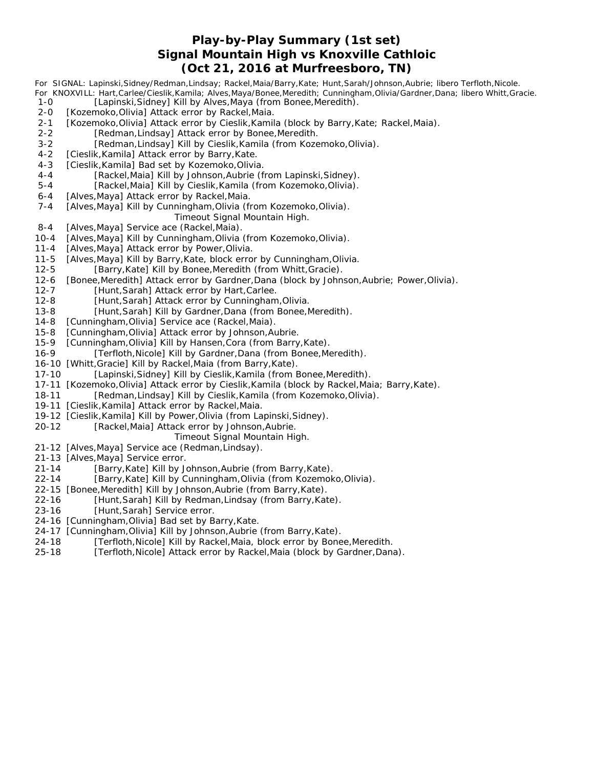# Play-by-Play Summary (1st set)
# Signal Mountain High vs Knoxville Cathloic
# (Oct 21, 2016 at Murfreesboro, TN)

For SIGNAL: Lapinski,Sidney/Redman,Lindsay; Rackel,Maia/Barry,Kate; Hunt,Sarah/Johnson,Aubrie; libero Terfloth,Nicole.
For KNOXVILL: Hart,Carlee/Cieslik,Kamila; Alves,Maya/Bonee,Meredith; Cunningham,Olivia/Gardner,Dana; libero Whitt,Gracie.

| Score | Play |
|---|---|
| 1-0 | [Lapinski,Sidney] Kill by Alves,Maya (from Bonee,Meredith). |
| 2-0 | [Kozemoko,Olivia] Attack error by Rackel,Maia. |
| 2-1 | [Kozemoko,Olivia] Attack error by Cieslik,Kamila (block by Barry,Kate; Rackel,Maia). |
| 2-2 | [Redman,Lindsay] Attack error by Bonee,Meredith. |
| 3-2 | [Redman,Lindsay] Kill by Cieslik,Kamila (from Kozemoko,Olivia). |
| 4-2 | [Cieslik,Kamila] Attack error by Barry,Kate. |
| 4-3 | [Cieslik,Kamila] Bad set by Kozemoko,Olivia. |
| 4-4 | [Rackel,Maia] Kill by Johnson,Aubrie (from Lapinski,Sidney). |
| 5-4 | [Rackel,Maia] Kill by Cieslik,Kamila (from Kozemoko,Olivia). |
| 6-4 | [Alves,Maya] Attack error by Rackel,Maia. |
| 7-4 | [Alves,Maya] Kill by Cunningham,Olivia (from Kozemoko,Olivia). |
| | Timeout Signal Mountain High. |
| 8-4 | [Alves,Maya] Service ace (Rackel,Maia). |
| 10-4 | [Alves,Maya] Kill by Cunningham,Olivia (from Kozemoko,Olivia). |
| 11-4 | [Alves,Maya] Attack error by Power,Olivia. |
| 11-5 | [Alves,Maya] Kill by Barry,Kate, block error by Cunningham,Olivia. |
| 12-5 | [Barry,Kate] Kill by Bonee,Meredith (from Whitt,Gracie). |
| 12-6 | [Bonee,Meredith] Attack error by Gardner,Dana (block by Johnson,Aubrie; Power,Olivia). |
| 12-7 | [Hunt,Sarah] Attack error by Hart,Carlee. |
| 12-8 | [Hunt,Sarah] Attack error by Cunningham,Olivia. |
| 13-8 | [Hunt,Sarah] Kill by Gardner,Dana (from Bonee,Meredith). |
| 14-8 | [Cunningham,Olivia] Service ace (Rackel,Maia). |
| 15-8 | [Cunningham,Olivia] Attack error by Johnson,Aubrie. |
| 15-9 | [Cunningham,Olivia] Kill by Hansen,Cora (from Barry,Kate). |
| 16-9 | [Terfloth,Nicole] Kill by Gardner,Dana (from Bonee,Meredith). |
| 16-10 | [Whitt,Gracie] Kill by Rackel,Maia (from Barry,Kate). |
| 17-10 | [Lapinski,Sidney] Kill by Cieslik,Kamila (from Bonee,Meredith). |
| 17-11 | [Kozemoko,Olivia] Attack error by Cieslik,Kamila (block by Rackel,Maia; Barry,Kate). |
| 18-11 | [Redman,Lindsay] Kill by Cieslik,Kamila (from Kozemoko,Olivia). |
| 19-11 | [Cieslik,Kamila] Attack error by Rackel,Maia. |
| 19-12 | [Cieslik,Kamila] Kill by Power,Olivia (from Lapinski,Sidney). |
| 20-12 | [Rackel,Maia] Attack error by Johnson,Aubrie. |
| | Timeout Signal Mountain High. |
| 21-12 | [Alves,Maya] Service ace (Redman,Lindsay). |
| 21-13 | [Alves,Maya] Service error. |
| 21-14 | [Barry,Kate] Kill by Johnson,Aubrie (from Barry,Kate). |
| 22-14 | [Barry,Kate] Kill by Cunningham,Olivia (from Kozemoko,Olivia). |
| 22-15 | [Bonee,Meredith] Kill by Johnson,Aubrie (from Barry,Kate). |
| 22-16 | [Hunt,Sarah] Kill by Redman,Lindsay (from Barry,Kate). |
| 23-16 | [Hunt,Sarah] Service error. |
| 24-16 | [Cunningham,Olivia] Bad set by Barry,Kate. |
| 24-17 | [Cunningham,Olivia] Kill by Johnson,Aubrie (from Barry,Kate). |
| 24-18 | [Terfloth,Nicole] Kill by Rackel,Maia, block error by Bonee,Meredith. |
| 25-18 | [Terfloth,Nicole] Attack error by Rackel,Maia (block by Gardner,Dana). |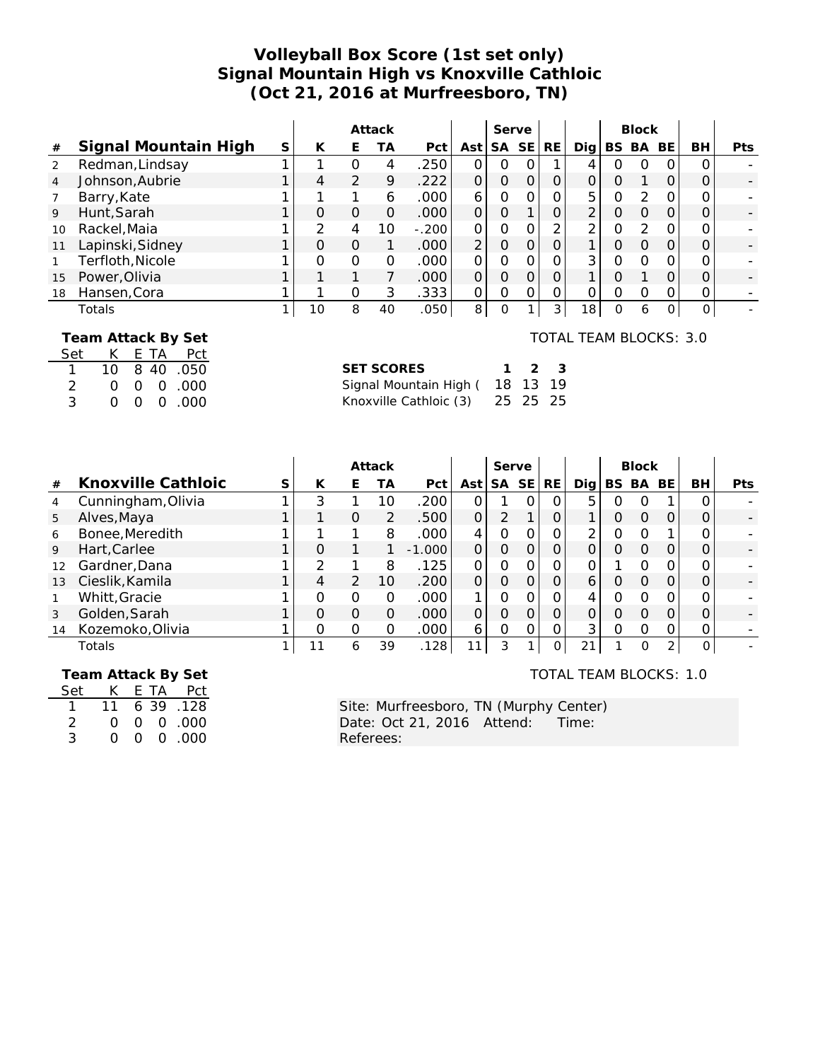# Volleyball Box Score (1st set only)
## Signal Mountain High vs Knoxville Cathloic
## (Oct 21, 2016 at Murfreesboro, TN)

| # | Signal Mountain High | S | Attack | | | | | Serve | | | | Block | | | | |
|---|---|---|---|---|---|---|---|---|---|---|---|---|---|---|---|---|
| | | | K | E | TA | Pct | Ast | SA | SE | RE | Dig | BS | BA | BE | BH | Pts |
| 2 | Redman,Lindsay | 1 | 1 | 0 | 4 | .250 | 0 | 0 | 0 | 1 | 4 | 0 | 0 | 0 | 0 | - |
| 4 | Johnson,Aubrie | 1 | 4 | 2 | 9 | .222 | 0 | 0 | 0 | 0 | 0 | 0 | 1 | 0 | 0 | - |
| 7 | Barry,Kate | 1 | 1 | 1 | 6 | .000 | 6 | 0 | 0 | 0 | 5 | 0 | 2 | 0 | 0 | - |
| 9 | Hunt,Sarah | 1 | 0 | 0 | 0 | .000 | 0 | 0 | 1 | 0 | 2 | 0 | 0 | 0 | 0 | - |
| 10 | Rackel,Maia | 1 | 2 | 4 | 10 | -.200 | 0 | 0 | 0 | 2 | 2 | 0 | 2 | 0 | 0 | - |
| 11 | Lapinski,Sidney | 1 | 0 | 0 | 1 | .000 | 2 | 0 | 0 | 0 | 1 | 0 | 0 | 0 | 0 | - |
| 1 | Terfloth,Nicole | 1 | 0 | 0 | 0 | .000 | 0 | 0 | 0 | 0 | 3 | 0 | 0 | 0 | 0 | - |
| 15 | Power,Olivia | 1 | 1 | 1 | 7 | .000 | 0 | 0 | 0 | 0 | 1 | 0 | 1 | 0 | 0 | - |
| 18 | Hansen,Cora | 1 | 1 | 0 | 3 | .333 | 0 | 0 | 0 | 0 | 0 | 0 | 0 | 0 | 0 | - |
| | Totals | 1 | 10 | 8 | 40 | .050 | 8 | 0 | 1 | 3 | 18 | 0 | 6 | 0 | 0 | - |

**Team Attack By Set**

| Set | K | E | TA | Pct |
|---|---|---|---|---|
| 1 | 10 | 8 | 40 | .050 |
| 2 | 0 | 0 | 0 | .000 |
| 3 | 0 | 0 | 0 | .000 |

TOTAL TEAM BLOCKS: 3.0

| SET SCORES | 1 | 2 | 3 |
|---|---|---|---|
| Signal Mountain High ( | 18 | 13 | 19 |
| Knoxville Cathloic (3) | 25 | 25 | 25 |

| # | Knoxville Cathloic | S | Attack | | | | | Serve | | | | Block | | | | |
|---|---|---|---|---|---|---|---|---|---|---|---|---|---|---|---|---|
| | | | K | E | TA | Pct | Ast | SA | SE | RE | Dig | BS | BA | BE | BH | Pts |
| 4 | Cunningham,Olivia | 1 | 3 | 1 | 10 | .200 | 0 | 1 | 0 | 0 | 5 | 0 | 0 | 1 | 0 | - |
| 5 | Alves,Maya | 1 | 1 | 0 | 2 | .500 | 0 | 2 | 1 | 0 | 1 | 0 | 0 | 0 | 0 | - |
| 6 | Bonee,Meredith | 1 | 1 | 1 | 8 | .000 | 4 | 0 | 0 | 0 | 2 | 0 | 0 | 1 | 0 | - |
| 9 | Hart,Carlee | 1 | 0 | 1 | 1 | -1.000 | 0 | 0 | 0 | 0 | 0 | 0 | 0 | 0 | 0 | - |
| 12 | Gardner,Dana | 1 | 2 | 1 | 8 | .125 | 0 | 0 | 0 | 0 | 0 | 1 | 0 | 0 | 0 | - |
| 13 | Cieslik,Kamila | 1 | 4 | 2 | 10 | .200 | 0 | 0 | 0 | 0 | 6 | 0 | 0 | 0 | 0 | - |
| 1 | Whitt,Gracie | 1 | 0 | 0 | 0 | .000 | 1 | 0 | 0 | 0 | 4 | 0 | 0 | 0 | 0 | - |
| 3 | Golden,Sarah | 1 | 0 | 0 | 0 | .000 | 0 | 0 | 0 | 0 | 0 | 0 | 0 | 0 | 0 | - |
| 14 | Kozemoko,Olivia | 1 | 0 | 0 | 0 | .000 | 6 | 0 | 0 | 0 | 3 | 0 | 0 | 0 | 0 | - |
| | Totals | 1 | 11 | 6 | 39 | .128 | 11 | 3 | 1 | 0 | 21 | 1 | 0 | 2 | 0 | - |

**Team Attack By Set**

| Set | K | E | TA | Pct |
|---|---|---|---|---|
| 1 | 11 | 6 | 39 | .128 |
| 2 | 0 | 0 | 0 | .000 |
| 3 | 0 | 0 | 0 | .000 |

TOTAL TEAM BLOCKS: 1.0

Site: Murfreesboro, TN (Murphy Center)
Date: Oct 21, 2016 Attend: Time:
Referees: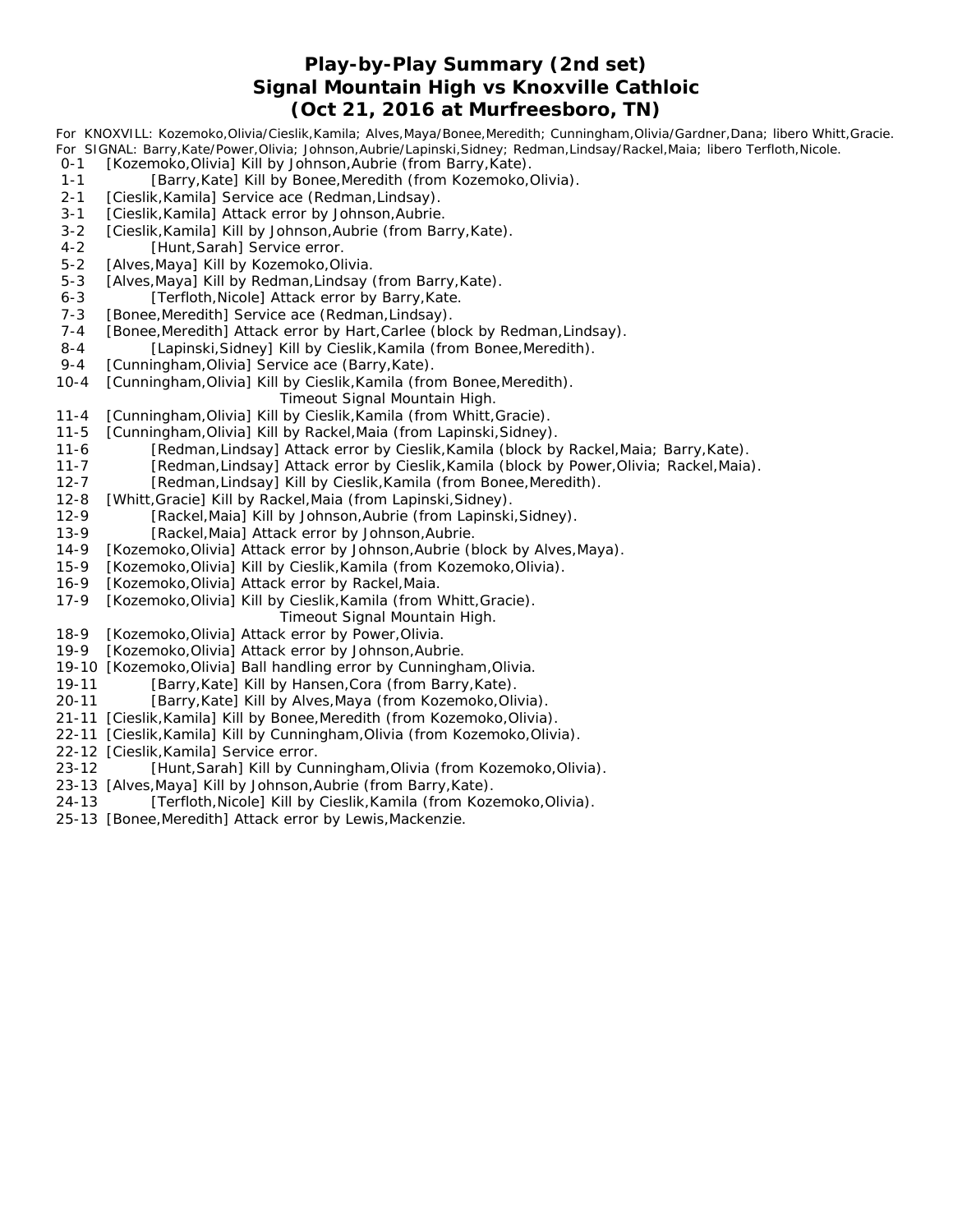# Play-by-Play Summary (2nd set)
## Signal Mountain High vs Knoxville Cathloic
### (Oct 21, 2016 at Murfreesboro, TN)

For KNOXVILL: Kozemoko,Olivia/Cieslik,Kamila; Alves,Maya/Bonee,Meredith; Cunningham,Olivia/Gardner,Dana; libero Whitt,Gracie.
For SIGNAL: Barry,Kate/Power,Olivia; Johnson,Aubrie/Lapinski,Sidney; Redman,Lindsay/Rackel,Maia; libero Terfloth,Nicole.

0-1 [Kozemoko,Olivia] Kill by Johnson,Aubrie (from Barry,Kate).
1-1 [Barry,Kate] Kill by Bonee,Meredith (from Kozemoko,Olivia).
2-1 [Cieslik,Kamila] Service ace (Redman,Lindsay).
3-1 [Cieslik,Kamila] Attack error by Johnson,Aubrie.
3-2 [Cieslik,Kamila] Kill by Johnson,Aubrie (from Barry,Kate).
4-2 [Hunt,Sarah] Service error.
5-2 [Alves,Maya] Kill by Kozemoko,Olivia.
5-3 [Alves,Maya] Kill by Redman,Lindsay (from Barry,Kate).
6-3 [Terfloth,Nicole] Attack error by Barry,Kate.
7-3 [Bonee,Meredith] Service ace (Redman,Lindsay).
7-4 [Bonee,Meredith] Attack error by Hart,Carlee (block by Redman,Lindsay).
8-4 [Lapinski,Sidney] Kill by Cieslik,Kamila (from Bonee,Meredith).
9-4 [Cunningham,Olivia] Service ace (Barry,Kate).
10-4 [Cunningham,Olivia] Kill by Cieslik,Kamila (from Bonee,Meredith).
Timeout Signal Mountain High.
11-4 [Cunningham,Olivia] Kill by Cieslik,Kamila (from Whitt,Gracie).
11-5 [Cunningham,Olivia] Kill by Rackel,Maia (from Lapinski,Sidney).
11-6 [Redman,Lindsay] Attack error by Cieslik,Kamila (block by Rackel,Maia; Barry,Kate).
11-7 [Redman,Lindsay] Attack error by Cieslik,Kamila (block by Power,Olivia; Rackel,Maia).
12-7 [Redman,Lindsay] Kill by Cieslik,Kamila (from Bonee,Meredith).
12-8 [Whitt,Gracie] Kill by Rackel,Maia (from Lapinski,Sidney).
12-9 [Rackel,Maia] Kill by Johnson,Aubrie (from Lapinski,Sidney).
13-9 [Rackel,Maia] Attack error by Johnson,Aubrie.
14-9 [Kozemoko,Olivia] Attack error by Johnson,Aubrie (block by Alves,Maya).
15-9 [Kozemoko,Olivia] Kill by Cieslik,Kamila (from Kozemoko,Olivia).
16-9 [Kozemoko,Olivia] Attack error by Rackel,Maia.
17-9 [Kozemoko,Olivia] Kill by Cieslik,Kamila (from Whitt,Gracie).
Timeout Signal Mountain High.
18-9 [Kozemoko,Olivia] Attack error by Power,Olivia.
19-9 [Kozemoko,Olivia] Attack error by Johnson,Aubrie.
19-10 [Kozemoko,Olivia] Ball handling error by Cunningham,Olivia.
19-11 [Barry,Kate] Kill by Hansen,Cora (from Barry,Kate).
20-11 [Barry,Kate] Kill by Alves,Maya (from Kozemoko,Olivia).
21-11 [Cieslik,Kamila] Kill by Bonee,Meredith (from Kozemoko,Olivia).
22-11 [Cieslik,Kamila] Kill by Cunningham,Olivia (from Kozemoko,Olivia).
22-12 [Cieslik,Kamila] Service error.
23-12 [Hunt,Sarah] Kill by Cunningham,Olivia (from Kozemoko,Olivia).
23-13 [Alves,Maya] Kill by Johnson,Aubrie (from Barry,Kate).
24-13 [Terfloth,Nicole] Kill by Cieslik,Kamila (from Kozemoko,Olivia).
25-13 [Bonee,Meredith] Attack error by Lewis,Mackenzie.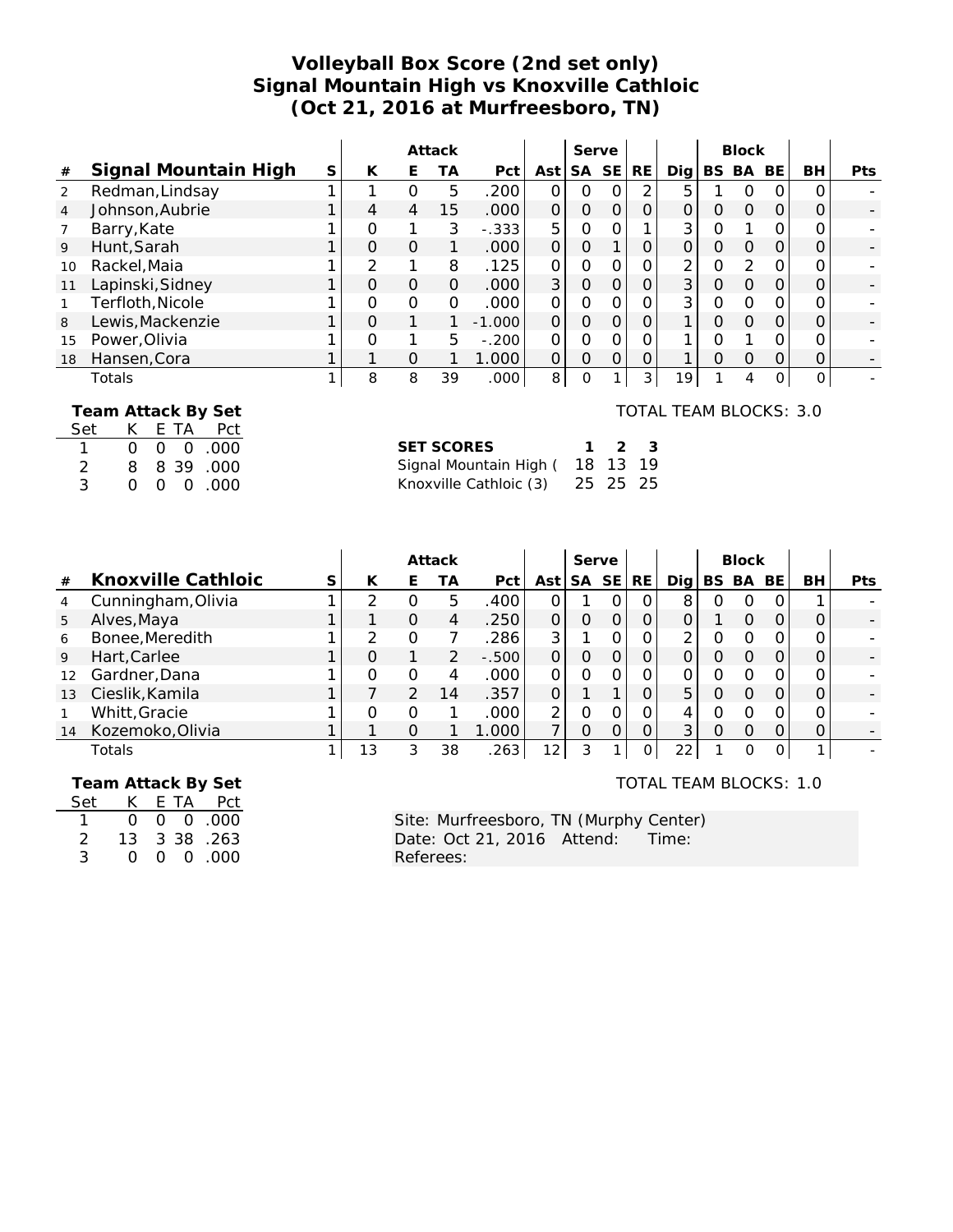# Volleyball Box Score (2nd set only)
# Signal Mountain High vs Knoxville Cathloic
# (Oct 21, 2016 at Murfreesboro, TN)

| # | Signal Mountain High | S | Attack K | E | TA | Pct | Ast | Serve SA | SE | RE | Dig | Block BS | BA | BE | BH | Pts |
|---|---|---|---|---|---|---|---|---|---|---|---|---|---|---|---|---|
| 2 | Redman,Lindsay | 1 | 1 | 0 | 5 | .200 | 0 | 0 | 0 | 2 | 5 | 1 | 0 | 0 | 0 | - |
| 4 | Johnson,Aubrie | 1 | 4 | 4 | 15 | .000 | 0 | 0 | 0 | 0 | 0 | 0 | 0 | 0 | 0 | - |
| 7 | Barry,Kate | 1 | 0 | 1 | 3 | -.333 | 5 | 0 | 0 | 1 | 3 | 0 | 1 | 0 | 0 | - |
| 9 | Hunt,Sarah | 1 | 0 | 0 | 1 | .000 | 0 | 0 | 1 | 0 | 0 | 0 | 0 | 0 | 0 | - |
| 10 | Rackel,Maia | 1 | 2 | 1 | 8 | .125 | 0 | 0 | 0 | 0 | 2 | 0 | 2 | 0 | 0 | - |
| 11 | Lapinski,Sidney | 1 | 0 | 0 | 0 | .000 | 3 | 0 | 0 | 0 | 3 | 0 | 0 | 0 | 0 | - |
| 1 | Terfloth,Nicole | 1 | 0 | 0 | 0 | .000 | 0 | 0 | 0 | 0 | 3 | 0 | 0 | 0 | 0 | - |
| 8 | Lewis,Mackenzie | 1 | 0 | 1 | 1 | -1.000 | 0 | 0 | 0 | 0 | 1 | 0 | 0 | 0 | 0 | - |
| 15 | Power,Olivia | 1 | 0 | 1 | 5 | -.200 | 0 | 0 | 0 | 0 | 1 | 0 | 1 | 0 | 0 | - |
| 18 | Hansen,Cora | 1 | 1 | 0 | 1 | 1.000 | 0 | 0 | 0 | 0 | 1 | 0 | 0 | 0 | 0 | - |
| | Totals | 1 | 8 | 8 | 39 | .000 | 8 | 0 | 1 | 3 | 19 | 1 | 4 | 0 | 0 | - |

**Team Attack By Set**

| Set | K | E | TA | Pct |
|---|---|---|---|---|
| 1 | 0 | 0 | 0 | .000 |
| 2 | 8 | 8 | 39 | .000 |
| 3 | 0 | 0 | 0 | .000 |

TOTAL TEAM BLOCKS: 3.0

| SET SCORES | 1 | 2 | 3 |
|---|---|---|---|
| Signal Mountain High ( | 18 | 13 | 19 |
| Knoxville Cathloic (3) | 25 | 25 | 25 |

| # | Knoxville Cathloic | S | Attack K | E | TA | Pct | Ast | Serve SA | SE | RE | Dig | Block BS | BA | BE | BH | Pts |
|---|---|---|---|---|---|---|---|---|---|---|---|---|---|---|---|---|
| 4 | Cunningham,Olivia | 1 | 2 | 0 | 5 | .400 | 0 | 1 | 0 | 0 | 8 | 0 | 0 | 0 | 1 | - |
| 5 | Alves,Maya | 1 | 1 | 0 | 4 | .250 | 0 | 0 | 0 | 0 | 0 | 1 | 0 | 0 | 0 | - |
| 6 | Bonee,Meredith | 1 | 2 | 0 | 7 | .286 | 3 | 1 | 0 | 0 | 2 | 0 | 0 | 0 | 0 | - |
| 9 | Hart,Carlee | 1 | 0 | 1 | 2 | -.500 | 0 | 0 | 0 | 0 | 0 | 0 | 0 | 0 | 0 | - |
| 12 | Gardner,Dana | 1 | 0 | 0 | 4 | .000 | 0 | 0 | 0 | 0 | 0 | 0 | 0 | 0 | 0 | - |
| 13 | Cieslik,Kamila | 1 | 7 | 2 | 14 | .357 | 0 | 1 | 1 | 0 | 5 | 0 | 0 | 0 | 0 | - |
| 1 | Whitt,Gracie | 1 | 0 | 0 | 1 | .000 | 2 | 0 | 0 | 0 | 4 | 0 | 0 | 0 | 0 | - |
| 14 | Kozemoko,Olivia | 1 | 1 | 0 | 1 | 1.000 | 7 | 0 | 0 | 0 | 3 | 0 | 0 | 0 | 0 | - |
| | Totals | 1 | 13 | 3 | 38 | .263 | 12 | 3 | 1 | 0 | 22 | 1 | 0 | 0 | 1 | - |

**Team Attack By Set**

| Set | K | E | TA | Pct |
|---|---|---|---|---|
| 1 | 0 | 0 | 0 | .000 |
| 2 | 13 | 3 | 38 | .263 |
| 3 | 0 | 0 | 0 | .000 |

TOTAL TEAM BLOCKS: 1.0

Site: Murfreesboro, TN (Murphy Center)
Date: Oct 21, 2016 Attend: Time:
Referees: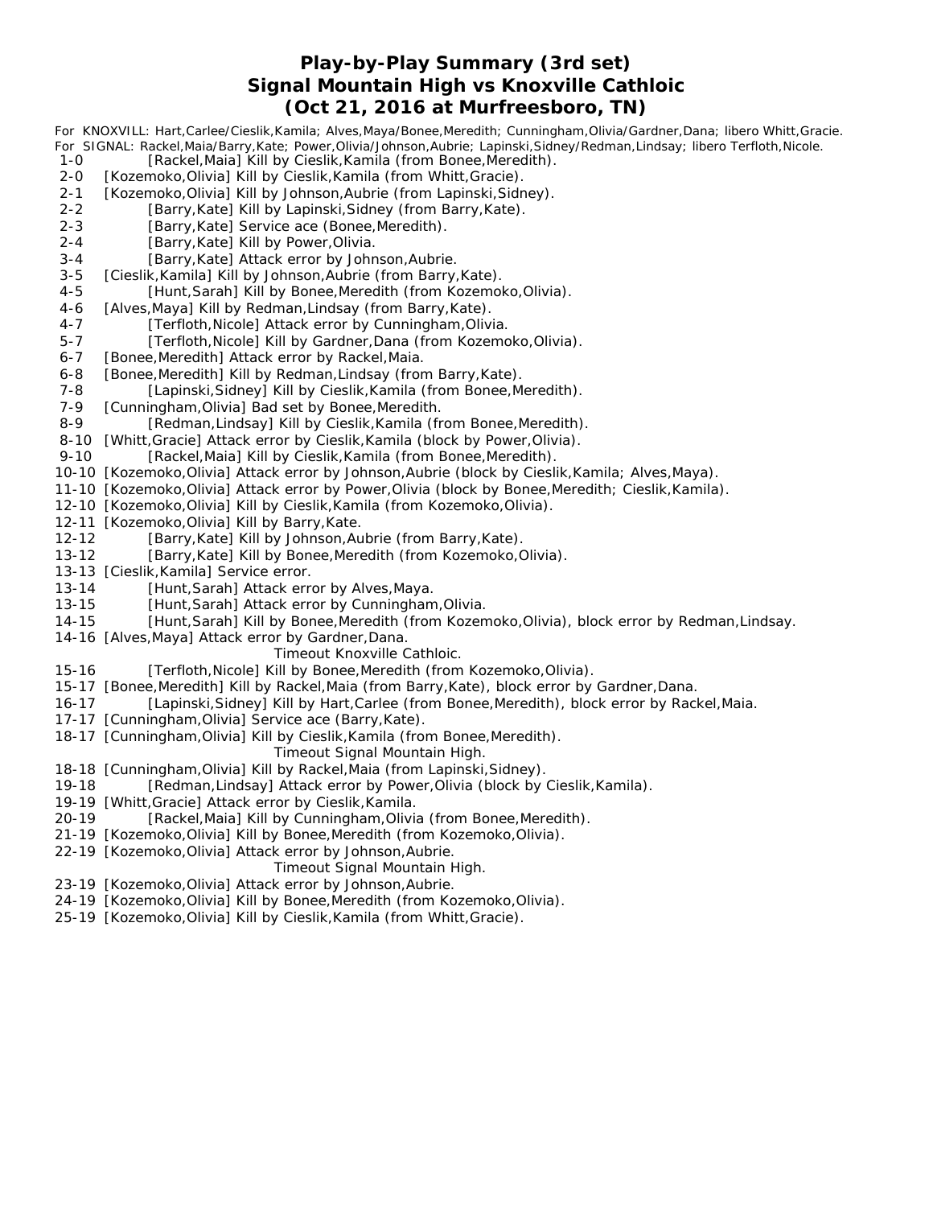# Play-by-Play Summary (3rd set)
# Signal Mountain High vs Knoxville Cathloic
# (Oct 21, 2016 at Murfreesboro, TN)

For KNOXVILL: Hart,Carlee/Cieslik,Kamila; Alves,Maya/Bonee,Meredith; Cunningham,Olivia/Gardner,Dana; libero Whitt,Gracie.
For SIGNAL: Rackel,Maia/Barry,Kate; Power,Olivia/Johnson,Aubrie; Lapinski,Sidney/Redman,Lindsay; libero Terfloth,Nicole.

1-0 [Rackel,Maia] Kill by Cieslik,Kamila (from Bonee,Meredith).
2-0 [Kozemoko,Olivia] Kill by Cieslik,Kamila (from Whitt,Gracie).
2-1 [Kozemoko,Olivia] Kill by Johnson,Aubrie (from Lapinski,Sidney).
2-2 [Barry,Kate] Kill by Lapinski,Sidney (from Barry,Kate).
2-3 [Barry,Kate] Service ace (Bonee,Meredith).
2-4 [Barry,Kate] Kill by Power,Olivia.
3-4 [Barry,Kate] Attack error by Johnson,Aubrie.
3-5 [Cieslik,Kamila] Kill by Johnson,Aubrie (from Barry,Kate).
4-5 [Hunt,Sarah] Kill by Bonee,Meredith (from Kozemoko,Olivia).
4-6 [Alves,Maya] Kill by Redman,Lindsay (from Barry,Kate).
4-7 [Terfloth,Nicole] Attack error by Cunningham,Olivia.
5-7 [Terfloth,Nicole] Kill by Gardner,Dana (from Kozemoko,Olivia).
6-7 [Bonee,Meredith] Attack error by Rackel,Maia.
6-8 [Bonee,Meredith] Kill by Redman,Lindsay (from Barry,Kate).
7-8 [Lapinski,Sidney] Kill by Cieslik,Kamila (from Bonee,Meredith).
7-9 [Cunningham,Olivia] Bad set by Bonee,Meredith.
8-9 [Redman,Lindsay] Kill by Cieslik,Kamila (from Bonee,Meredith).
8-10 [Whitt,Gracie] Attack error by Cieslik,Kamila (block by Power,Olivia).
9-10 [Rackel,Maia] Kill by Cieslik,Kamila (from Bonee,Meredith).
10-10 [Kozemoko,Olivia] Attack error by Johnson,Aubrie (block by Cieslik,Kamila; Alves,Maya).
11-10 [Kozemoko,Olivia] Attack error by Power,Olivia (block by Bonee,Meredith; Cieslik,Kamila).
12-10 [Kozemoko,Olivia] Kill by Cieslik,Kamila (from Kozemoko,Olivia).
12-11 [Kozemoko,Olivia] Kill by Barry,Kate.
12-12 [Barry,Kate] Kill by Johnson,Aubrie (from Barry,Kate).
13-12 [Barry,Kate] Kill by Bonee,Meredith (from Kozemoko,Olivia).
13-13 [Cieslik,Kamila] Service error.
13-14 [Hunt,Sarah] Attack error by Alves,Maya.
13-15 [Hunt,Sarah] Attack error by Cunningham,Olivia.
14-15 [Hunt,Sarah] Kill by Bonee,Meredith (from Kozemoko,Olivia), block error by Redman,Lindsay.
14-16 [Alves,Maya] Attack error by Gardner,Dana.
Timeout Knoxville Cathloic.
15-16 [Terfloth,Nicole] Kill by Bonee,Meredith (from Kozemoko,Olivia).
15-17 [Bonee,Meredith] Kill by Rackel,Maia (from Barry,Kate), block error by Gardner,Dana.
16-17 [Lapinski,Sidney] Kill by Hart,Carlee (from Bonee,Meredith), block error by Rackel,Maia.
17-17 [Cunningham,Olivia] Service ace (Barry,Kate).
18-17 [Cunningham,Olivia] Kill by Cieslik,Kamila (from Bonee,Meredith).
Timeout Signal Mountain High.
18-18 [Cunningham,Olivia] Kill by Rackel,Maia (from Lapinski,Sidney).
19-18 [Redman,Lindsay] Attack error by Power,Olivia (block by Cieslik,Kamila).
19-19 [Whitt,Gracie] Attack error by Cieslik,Kamila.
20-19 [Rackel,Maia] Kill by Cunningham,Olivia (from Bonee,Meredith).
21-19 [Kozemoko,Olivia] Kill by Bonee,Meredith (from Kozemoko,Olivia).
22-19 [Kozemoko,Olivia] Attack error by Johnson,Aubrie.
Timeout Signal Mountain High.
23-19 [Kozemoko,Olivia] Attack error by Johnson,Aubrie.
24-19 [Kozemoko,Olivia] Kill by Bonee,Meredith (from Kozemoko,Olivia).
25-19 [Kozemoko,Olivia] Kill by Cieslik,Kamila (from Whitt,Gracie).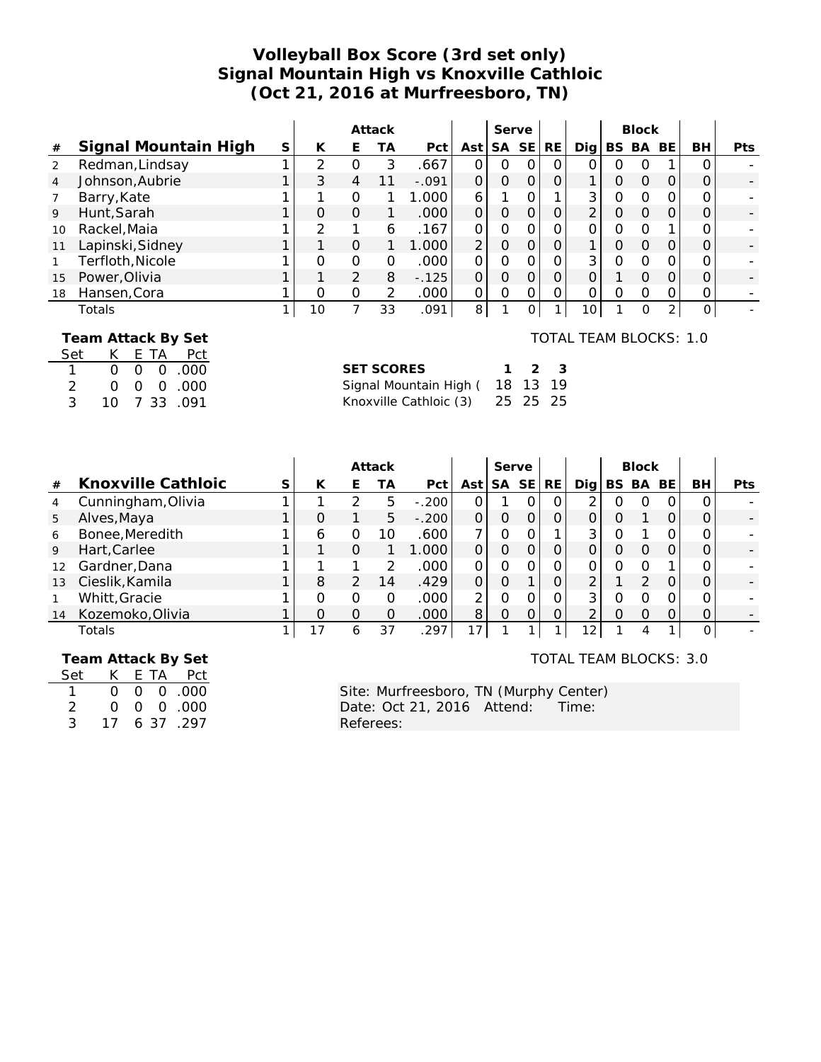# Volleyball Box Score (3rd set only)
# Signal Mountain High vs Knoxville Cathloic
# (Oct 21, 2016 at Murfreesboro, TN)

| | | | Attack | | | | | Serve | | | | Block | | | | |
|---|---|---|---|---|---|---|---|---|---|---|---|---|---|---|---|---|
| # | Signal Mountain High | S | K | E | TA | Pct | Ast | SA | SE | RE | Dig | BS | BA | BE | BH | Pts |
| 2 | Redman,Lindsay | 1 | 2 | 0 | 3 | .667 | 0 | 0 | 0 | 0 | 0 | 0 | 0 | 1 | 0 | - |
| 4 | Johnson,Aubrie | 1 | 3 | 4 | 11 | -.091 | 0 | 0 | 0 | 0 | 1 | 0 | 0 | 0 | 0 | - |
| 7 | Barry,Kate | 1 | 1 | 0 | 1 | 1.000 | 6 | 1 | 0 | 1 | 3 | 0 | 0 | 0 | 0 | - |
| 9 | Hunt,Sarah | 1 | 0 | 0 | 1 | .000 | 0 | 0 | 0 | 0 | 2 | 0 | 0 | 0 | 0 | - |
| 10 | Rackel,Maia | 1 | 2 | 1 | 6 | .167 | 0 | 0 | 0 | 0 | 0 | 0 | 0 | 1 | 0 | - |
| 11 | Lapinski,Sidney | 1 | 1 | 0 | 1 | 1.000 | 2 | 0 | 0 | 0 | 1 | 0 | 0 | 0 | 0 | - |
| 1 | Terfloth,Nicole | 1 | 0 | 0 | 0 | .000 | 0 | 0 | 0 | 0 | 3 | 0 | 0 | 0 | 0 | - |
| 15 | Power,Olivia | 1 | 1 | 2 | 8 | -.125 | 0 | 0 | 0 | 0 | 0 | 1 | 0 | 0 | 0 | - |
| 18 | Hansen,Cora | 1 | 0 | 0 | 2 | .000 | 0 | 0 | 0 | 0 | 0 | 0 | 0 | 0 | 0 | - |
| | Totals | 1 | 10 | 7 | 33 | .091 | 8 | 1 | 0 | 1 | 10 | 1 | 0 | 2 | 0 | - |

**Team Attack By Set**

| Set | K | E | TA | Pct |
|---|---|---|---|---|
| 1 | 0 | 0 | 0 | .000 |
| 2 | 0 | 0 | 0 | .000 |
| 3 | 10 | 7 | 33 | .091 |

TOTAL TEAM BLOCKS: 1.0

| SET SCORES | 1 | 2 | 3 |
|---|---|---|---|
| Signal Mountain High ( | 18 | 13 | 19 |
| Knoxville Cathloic (3) | 25 | 25 | 25 |

| | | | Attack | | | | | Serve | | | | Block | | | | |
|---|---|---|---|---|---|---|---|---|---|---|---|---|---|---|---|---|
| # | Knoxville Cathloic | S | K | E | TA | Pct | Ast | SA | SE | RE | Dig | BS | BA | BE | BH | Pts |
| 4 | Cunningham,Olivia | 1 | 1 | 2 | 5 | -.200 | 0 | 1 | 0 | 0 | 2 | 0 | 0 | 0 | 0 | - |
| 5 | Alves,Maya | 1 | 0 | 1 | 5 | -.200 | 0 | 0 | 0 | 0 | 0 | 0 | 1 | 0 | 0 | - |
| 6 | Bonee,Meredith | 1 | 6 | 0 | 10 | .600 | 7 | 0 | 0 | 1 | 3 | 0 | 1 | 0 | 0 | - |
| 9 | Hart,Carlee | 1 | 1 | 0 | 1 | 1.000 | 0 | 0 | 0 | 0 | 0 | 0 | 0 | 0 | 0 | - |
| 12 | Gardner,Dana | 1 | 1 | 1 | 2 | .000 | 0 | 0 | 0 | 0 | 0 | 0 | 0 | 1 | 0 | - |
| 13 | Cieslik,Kamila | 1 | 8 | 2 | 14 | .429 | 0 | 0 | 1 | 0 | 2 | 1 | 2 | 0 | 0 | - |
| 1 | Whitt,Gracie | 1 | 0 | 0 | 0 | .000 | 2 | 0 | 0 | 0 | 3 | 0 | 0 | 0 | 0 | - |
| 14 | Kozemoko,Olivia | 1 | 0 | 0 | 0 | .000 | 8 | 0 | 0 | 0 | 2 | 0 | 0 | 0 | 0 | - |
| | Totals | 1 | 17 | 6 | 37 | .297 | 17 | 1 | 1 | 1 | 12 | 1 | 4 | 1 | 0 | - |

**Team Attack By Set**

| Set | K | E | TA | Pct |
|---|---|---|---|---|
| 1 | 0 | 0 | 0 | .000 |
| 2 | 0 | 0 | 0 | .000 |
| 3 | 17 | 6 | 37 | .297 |

TOTAL TEAM BLOCKS: 3.0

Site: Murfreesboro, TN (Murphy Center)
Date: Oct 21, 2016 Attend: Time:
Referees: